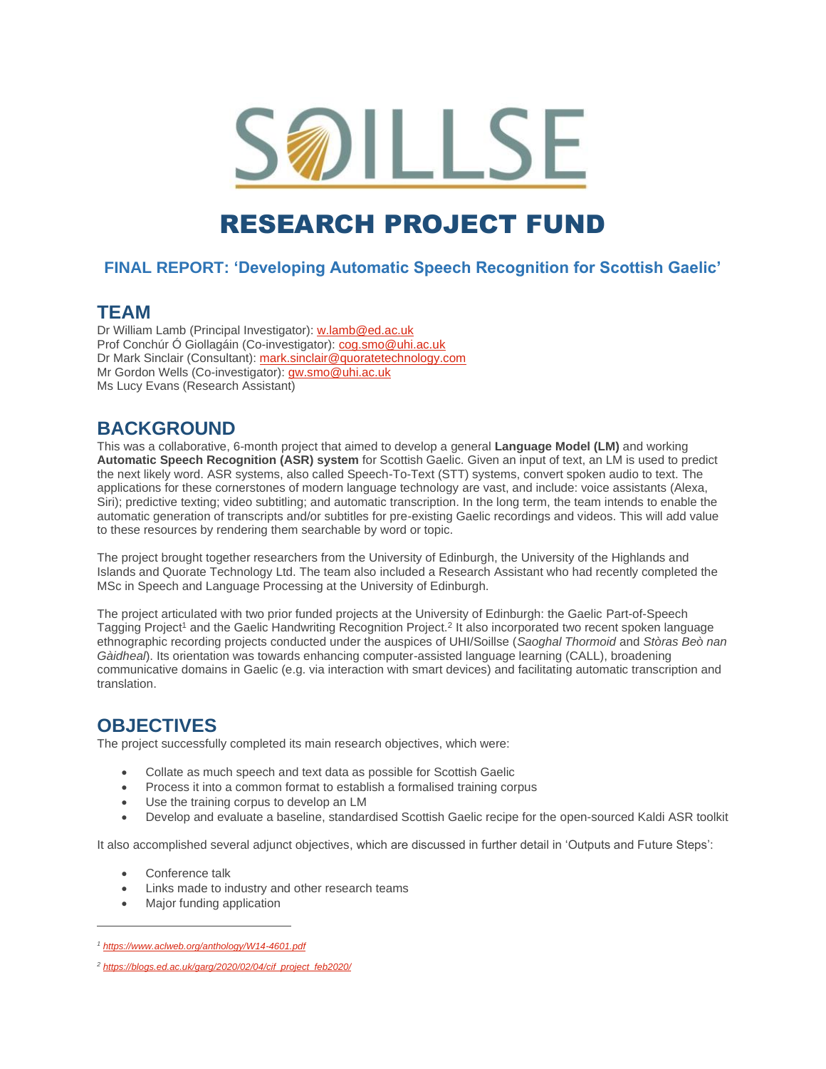# SOILLSE

# RESEARCH PROJECT FUND

### FINAL REPORT: 'Developing Automatic Speech Recognition for Scottish Gaelic'

## TEAM

Dr William Lamb (Principal Investigator): w.lamb@ed.ac.uk
Prof Conchúr Ó Giollagáin (Co-investigator): cog.smo@uhi.ac.uk
Dr Mark Sinclair (Consultant): mark.sinclair@quoratetechnology.com
Mr Gordon Wells (Co-investigator): gw.smo@uhi.ac.uk
Ms Lucy Evans (Research Assistant)

## BACKGROUND

This was a collaborative, 6-month project that aimed to develop a general **Language Model (LM)** and working **Automatic Speech Recognition (ASR) system** for Scottish Gaelic. Given an input of text, an LM is used to predict the next likely word. ASR systems, also called Speech-To-Text (STT) systems, convert spoken audio to text. The applications for these cornerstones of modern language technology are vast, and include: voice assistants (Alexa, Siri); predictive texting; video subtitling; and automatic transcription. In the long term, the team intends to enable the automatic generation of transcripts and/or subtitles for pre-existing Gaelic recordings and videos. This will add value to these resources by rendering them searchable by word or topic.

The project brought together researchers from the University of Edinburgh, the University of the Highlands and Islands and Quorate Technology Ltd. The team also included a Research Assistant who had recently completed the MSc in Speech and Language Processing at the University of Edinburgh.

The project articulated with two prior funded projects at the University of Edinburgh: the Gaelic Part-of-Speech Tagging Project[1] and the Gaelic Handwriting Recognition Project.[2] It also incorporated two recent spoken language ethnographic recording projects conducted under the auspices of UHI/Soillse (*Saoghal Thormoid* and *Stòras Beò nan Gàidheal*). Its orientation was towards enhancing computer-assisted language learning (CALL), broadening communicative domains in Gaelic (e.g. via interaction with smart devices) and facilitating automatic transcription and translation.

## OBJECTIVES

The project successfully completed its main research objectives, which were:

- Collate as much speech and text data as possible for Scottish Gaelic
- Process it into a common format to establish a formalised training corpus
- Use the training corpus to develop an LM
- Develop and evaluate a baseline, standardised Scottish Gaelic recipe for the open-sourced Kaldi ASR toolkit

It also accomplished several adjunct objectives, which are discussed in further detail in 'Outputs and Future Steps':

- Conference talk
- Links made to industry and other research teams
- Major funding application

---

[1] https://www.aclweb.org/anthology/W14-4601.pdf

[2] https://blogs.ed.ac.uk/garg/2020/02/04/cif_project_feb2020/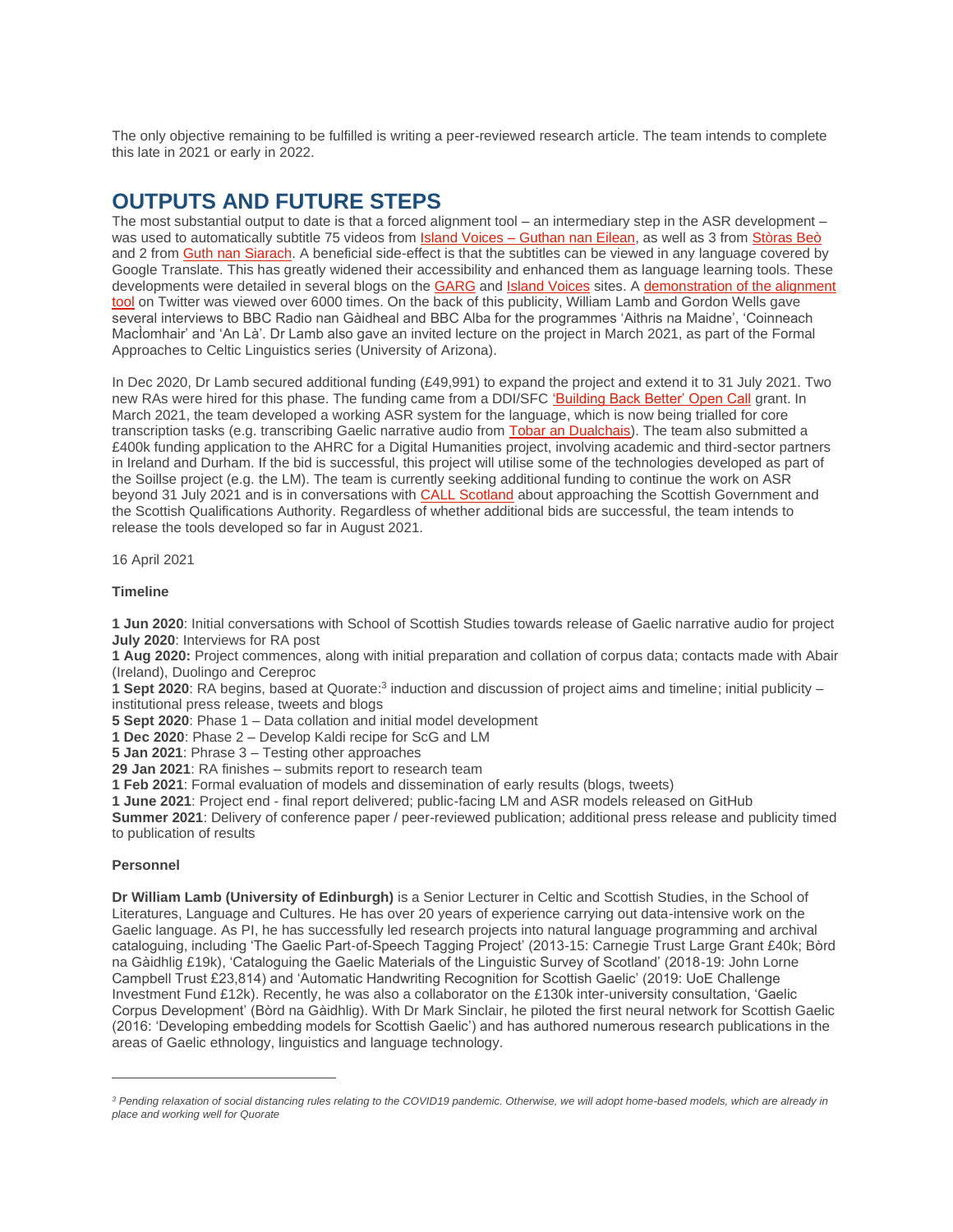The only objective remaining to be fulfilled is writing a peer-reviewed research article. The team intends to complete this late in 2021 or early in 2022.

## OUTPUTS AND FUTURE STEPS

The most substantial output to date is that a forced alignment tool – an intermediary step in the ASR development – was used to automatically subtitle 75 videos from Island Voices – Guthan nan Eilean, as well as 3 from Stòras Beò and 2 from Guth nan Siarach. A beneficial side-effect is that the subtitles can be viewed in any language covered by Google Translate. This has greatly widened their accessibility and enhanced them as language learning tools. These developments were detailed in several blogs on the GARG and Island Voices sites. A demonstration of the alignment tool on Twitter was viewed over 6000 times. On the back of this publicity, William Lamb and Gordon Wells gave several interviews to BBC Radio nan Gàidheal and BBC Alba for the programmes 'Aithris na Maidne', 'Coinneach MacÌomhair' and 'An Là'. Dr Lamb also gave an invited lecture on the project in March 2021, as part of the Formal Approaches to Celtic Linguistics series (University of Arizona).

In Dec 2020, Dr Lamb secured additional funding (£49,991) to expand the project and extend it to 31 July 2021. Two new RAs were hired for this phase. The funding came from a DDI/SFC 'Building Back Better' Open Call grant. In March 2021, the team developed a working ASR system for the language, which is now being trialled for core transcription tasks (e.g. transcribing Gaelic narrative audio from Tobar an Dualchais). The team also submitted a £400k funding application to the AHRC for a Digital Humanities project, involving academic and third-sector partners in Ireland and Durham. If the bid is successful, this project will utilise some of the technologies developed as part of the Soillse project (e.g. the LM). The team is currently seeking additional funding to continue the work on ASR beyond 31 July 2021 and is in conversations with CALL Scotland about approaching the Scottish Government and the Scottish Qualifications Authority. Regardless of whether additional bids are successful, the team intends to release the tools developed so far in August 2021.

16 April 2021

**Timeline**

**1 Jun 2020**: Initial conversations with School of Scottish Studies towards release of Gaelic narrative audio for project
**July 2020**: Interviews for RA post
**1 Aug 2020:** Project commences, along with initial preparation and collation of corpus data; contacts made with Abair (Ireland), Duolingo and Cereproc
**1 Sept 2020**: RA begins, based at Quorate:[3] induction and discussion of project aims and timeline; initial publicity – institutional press release, tweets and blogs
**5 Sept 2020**: Phase 1 – Data collation and initial model development
**1 Dec 2020**: Phase 2 – Develop Kaldi recipe for ScG and LM
**5 Jan 2021**: Phrase 3 – Testing other approaches
**29 Jan 2021**: RA finishes – submits report to research team
**1 Feb 2021**: Formal evaluation of models and dissemination of early results (blogs, tweets)
**1 June 2021**: Project end - final report delivered; public-facing LM and ASR models released on GitHub
**Summer 2021**: Delivery of conference paper / peer-reviewed publication; additional press release and publicity timed to publication of results

**Personnel**

**Dr William Lamb (University of Edinburgh)** is a Senior Lecturer in Celtic and Scottish Studies, in the School of Literatures, Language and Cultures. He has over 20 years of experience carrying out data-intensive work on the Gaelic language. As PI, he has successfully led research projects into natural language programming and archival cataloguing, including 'The Gaelic Part-of-Speech Tagging Project' (2013-15: Carnegie Trust Large Grant £40k; Bòrd na Gàidhlig £19k), 'Cataloguing the Gaelic Materials of the Linguistic Survey of Scotland' (2018-19: John Lorne Campbell Trust £23,814) and 'Automatic Handwriting Recognition for Scottish Gaelic' (2019: UoE Challenge Investment Fund £12k). Recently, he was also a collaborator on the £130k inter-university consultation, 'Gaelic Corpus Development' (Bòrd na Gàidhlig). With Dr Mark Sinclair, he piloted the first neural network for Scottish Gaelic (2016: 'Developing embedding models for Scottish Gaelic') and has authored numerous research publications in the areas of Gaelic ethnology, linguistics and language technology.

---

*[3] Pending relaxation of social distancing rules relating to the COVID19 pandemic. Otherwise, we will adopt home-based models, which are already in place and working well for Quorate*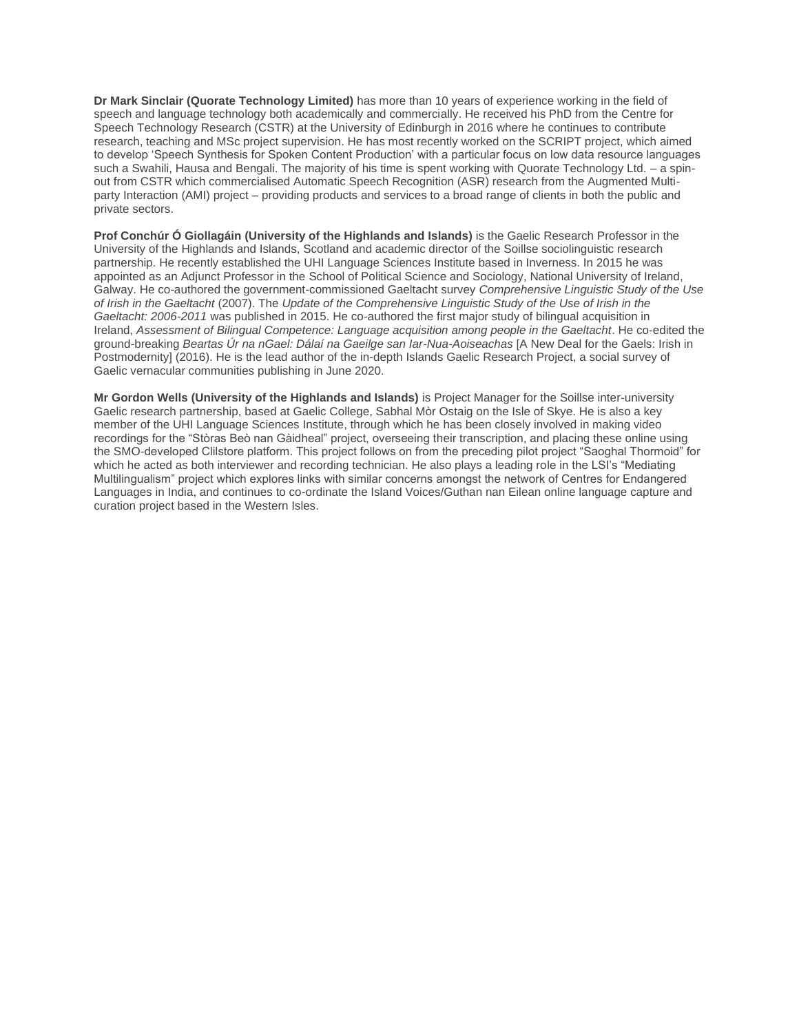**Dr Mark Sinclair (Quorate Technology Limited)** has more than 10 years of experience working in the field of speech and language technology both academically and commercially. He received his PhD from the Centre for Speech Technology Research (CSTR) at the University of Edinburgh in 2016 where he continues to contribute research, teaching and MSc project supervision. He has most recently worked on the SCRIPT project, which aimed to develop 'Speech Synthesis for Spoken Content Production' with a particular focus on low data resource languages such a Swahili, Hausa and Bengali. The majority of his time is spent working with Quorate Technology Ltd. – a spin-out from CSTR which commercialised Automatic Speech Recognition (ASR) research from the Augmented Multi-party Interaction (AMI) project – providing products and services to a broad range of clients in both the public and private sectors.

**Prof Conchúr Ó Giollagáin (University of the Highlands and Islands)** is the Gaelic Research Professor in the University of the Highlands and Islands, Scotland and academic director of the Soillse sociolinguistic research partnership. He recently established the UHI Language Sciences Institute based in Inverness. In 2015 he was appointed as an Adjunct Professor in the School of Political Science and Sociology, National University of Ireland, Galway. He co-authored the government-commissioned Gaeltacht survey *Comprehensive Linguistic Study of the Use of Irish in the Gaeltacht* (2007). The *Update of the Comprehensive Linguistic Study of the Use of Irish in the Gaeltacht: 2006-2011* was published in 2015. He co-authored the first major study of bilingual acquisition in Ireland, *Assessment of Bilingual Competence: Language acquisition among people in the Gaeltacht*. He co-edited the ground-breaking *Beartas Úr na nGael: Dálaí na Gaeilge san Iar-Nua-Aoiseachas* [A New Deal for the Gaels: Irish in Postmodernity] (2016). He is the lead author of the in-depth Islands Gaelic Research Project, a social survey of Gaelic vernacular communities publishing in June 2020.

**Mr Gordon Wells (University of the Highlands and Islands)** is Project Manager for the Soillse inter-university Gaelic research partnership, based at Gaelic College, Sabhal Mòr Ostaig on the Isle of Skye. He is also a key member of the UHI Language Sciences Institute, through which he has been closely involved in making video recordings for the "Stòras Beò nan Gàidheal" project, overseeing their transcription, and placing these online using the SMO-developed Clilstore platform. This project follows on from the preceding pilot project "Saoghal Thormoid" for which he acted as both interviewer and recording technician. He also plays a leading role in the LSI's "Mediating Multilingualism" project which explores links with similar concerns amongst the network of Centres for Endangered Languages in India, and continues to co-ordinate the Island Voices/Guthan nan Eilean online language capture and curation project based in the Western Isles.